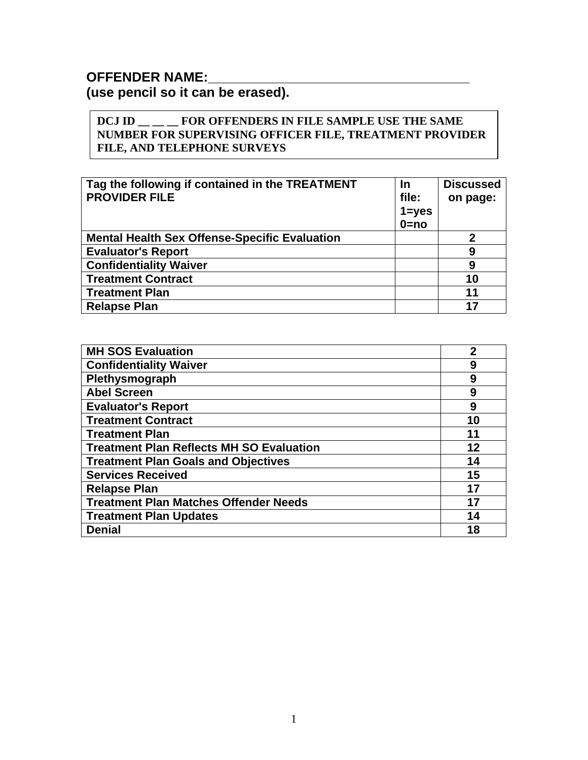**OFFENDER NAME:\_\_\_\_\_\_\_\_\_\_\_\_\_\_\_\_\_\_\_\_\_\_\_\_\_\_\_\_\_\_\_\_\_\_\_\_\_\_**
**(use pencil so it can be erased).**

**DCJ ID __ __ __ FOR OFFENDERS IN FILE SAMPLE USE THE SAME NUMBER FOR SUPERVISING OFFICER FILE, TREATMENT PROVIDER FILE, AND TELEPHONE SURVEYS**

| Tag the following if contained in the TREATMENT PROVIDER FILE | In file: 1=yes 0=no | Discussed on page: |
|---|---|---|
| Mental Health Sex Offense-Specific Evaluation | | 2 |
| Evaluator's Report | | 9 |
| Confidentiality Waiver | | 9 |
| Treatment Contract | | 10 |
| Treatment Plan | | 11 |
| Relapse Plan | | 17 |

| | |
|---|---|
| MH SOS Evaluation | 2 |
| Confidentiality Waiver | 9 |
| Plethysmograph | 9 |
| Abel Screen | 9 |
| Evaluator's Report | 9 |
| Treatment Contract | 10 |
| Treatment Plan | 11 |
| Treatment Plan Reflects MH SO Evaluation | 12 |
| Treatment Plan Goals and Objectives | 14 |
| Services Received | 15 |
| Relapse Plan | 17 |
| Treatment Plan Matches Offender Needs | 17 |
| Treatment Plan Updates | 14 |
| Denial | 18 |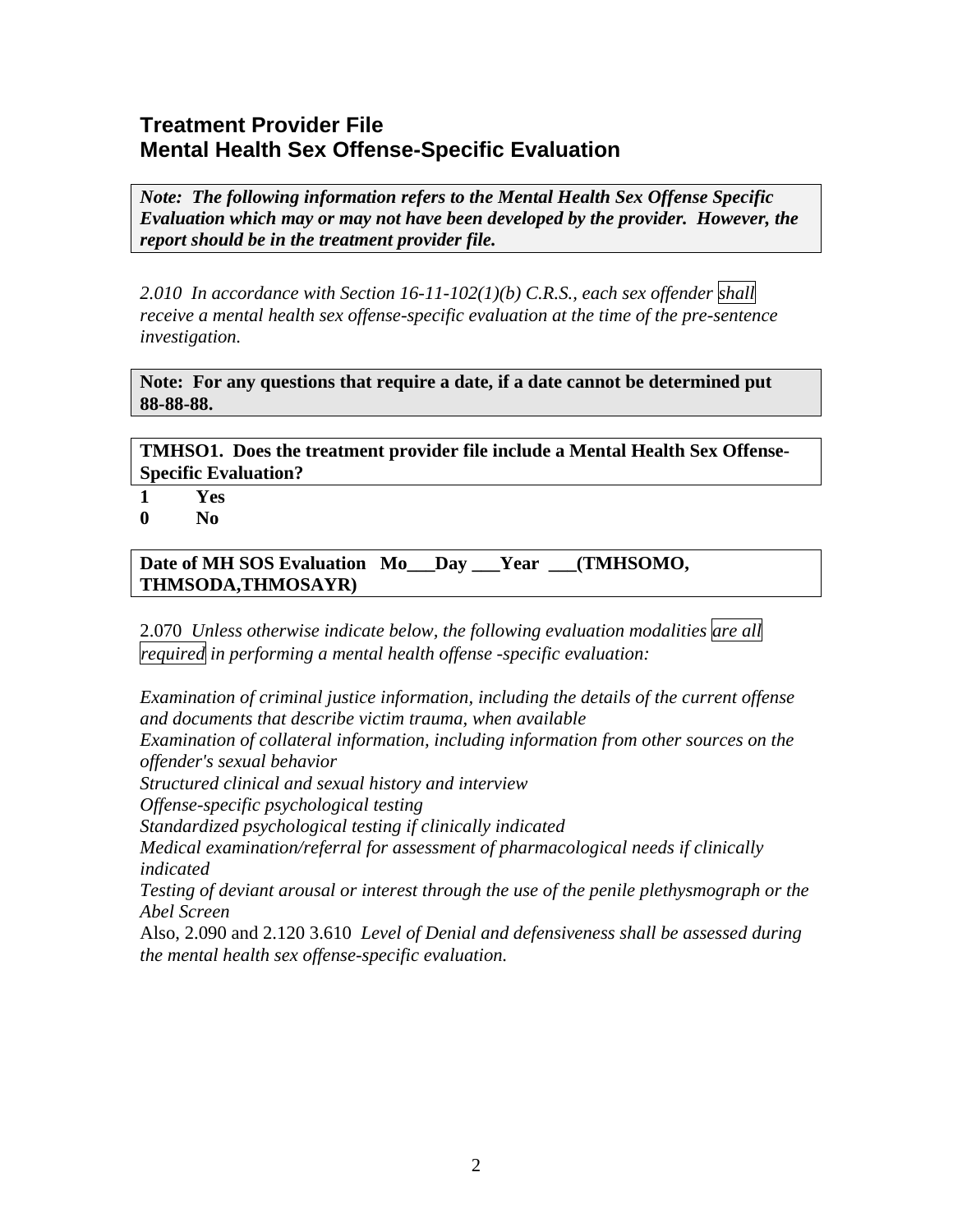## Treatment Provider File
## Mental Health Sex Offense-Specific Evaluation

***Note: The following information refers to the Mental Health Sex Offense Specific Evaluation which may or may not have been developed by the provider. However, the report should be in the treatment provider file.***

*2.010 In accordance with Section 16-11-102(1)(b) C.R.S., each sex offender shall receive a mental health sex offense-specific evaluation at the time of the pre-sentence investigation.*

**Note: For any questions that require a date, if a date cannot be determined put 88-88-88.**

**TMHSO1. Does the treatment provider file include a Mental Health Sex Offense-Specific Evaluation?**

**1 Yes**
**0 No**

**Date of MH SOS Evaluation Mo___Day ___Year ___(TMHSOMO, THMSODA,THMOSAYR)**

2.070 *Unless otherwise indicate below, the following evaluation modalities are all required in performing a mental health offense -specific evaluation:*

*Examination of criminal justice information, including the details of the current offense and documents that describe victim trauma, when available*
*Examination of collateral information, including information from other sources on the offender's sexual behavior*
*Structured clinical and sexual history and interview*
*Offense-specific psychological testing*
*Standardized psychological testing if clinically indicated*
*Medical examination/referral for assessment of pharmacological needs if clinically indicated*
*Testing of deviant arousal or interest through the use of the penile plethysmograph or the Abel Screen*
Also, 2.090 and 2.120 3.610 *Level of Denial and defensiveness shall be assessed during the mental health sex offense-specific evaluation.*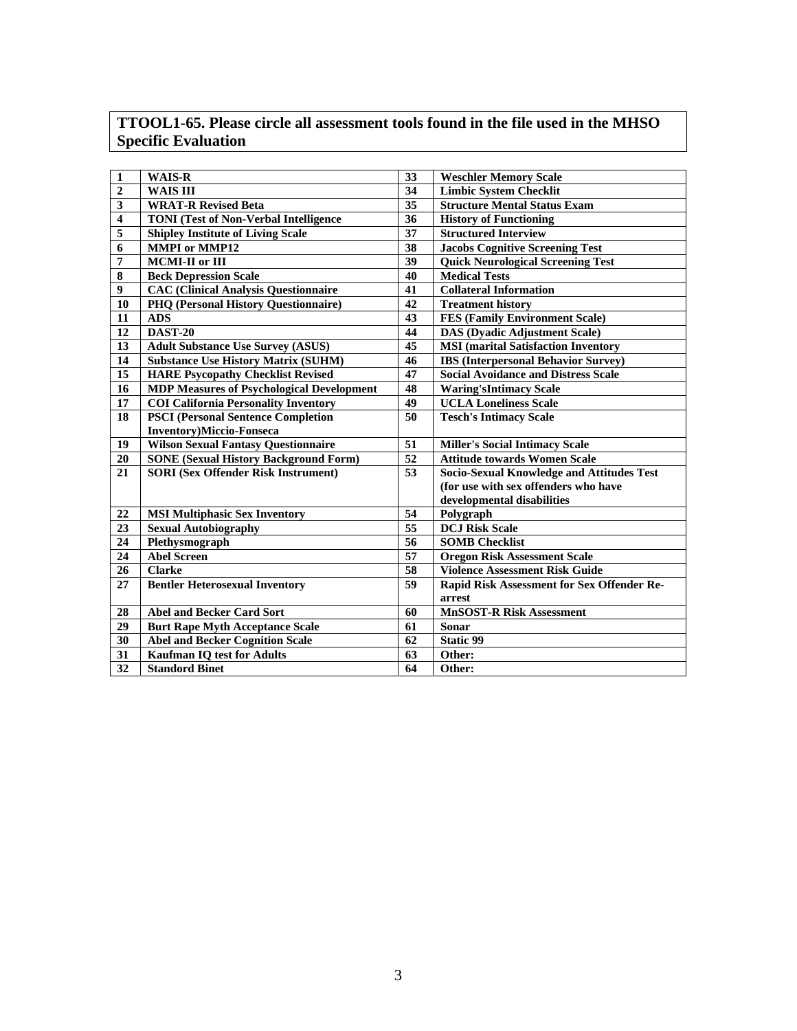**TTOOL1-65. Please circle all assessment tools found in the file used in the MHSO Specific Evaluation**

| | | | |
|---|---|---|---|
| 1 | WAIS-R | 33 | Weschler Memory Scale |
| 2 | WAIS III | 34 | Limbic System Checklit |
| 3 | WRAT-R Revised Beta | 35 | Structure Mental Status Exam |
| 4 | TONI (Test of Non-Verbal Intelligence | 36 | History of Functioning |
| 5 | Shipley Institute of Living Scale | 37 | Structured Interview |
| 6 | MMPI or MMP12 | 38 | Jacobs Cognitive Screening Test |
| 7 | MCMI-II or III | 39 | Quick Neurological Screening Test |
| 8 | Beck Depression Scale | 40 | Medical Tests |
| 9 | CAC (Clinical Analysis Questionnaire | 41 | Collateral Information |
| 10 | PHQ (Personal History Questionnaire) | 42 | Treatment history |
| 11 | ADS | 43 | FES (Family Environment Scale) |
| 12 | DAST-20 | 44 | DAS (Dyadic Adjustment Scale) |
| 13 | Adult Substance Use Survey (ASUS) | 45 | MSI (marital Satisfaction Inventory |
| 14 | Substance Use History Matrix (SUHM) | 46 | IBS (Interpersonal Behavior Survey) |
| 15 | HARE Psycopathy Checklist Revised | 47 | Social Avoidance and Distress Scale |
| 16 | MDP Measures of Psychological Development | 48 | Waring'sIntimacy Scale |
| 17 | COI California Personality Inventory | 49 | UCLA Loneliness Scale |
| 18 | PSCI (Personal Sentence Completion Inventory)Miccio-Fonseca | 50 | Tesch's Intimacy Scale |
| 19 | Wilson Sexual Fantasy Questionnaire | 51 | Miller's Social Intimacy Scale |
| 20 | SONE (Sexual History Background Form) | 52 | Attitude towards Women Scale |
| 21 | SORI (Sex Offender Risk Instrument) | 53 | Socio-Sexual Knowledge and Attitudes Test (for use with sex offenders who have developmental disabilities |
| 22 | MSI Multiphasic Sex Inventory | 54 | Polygraph |
| 23 | Sexual Autobiography | 55 | DCJ Risk Scale |
| 24 | Plethysmograph | 56 | SOMB Checklist |
| 24 | Abel Screen | 57 | Oregon Risk Assessment Scale |
| 26 | Clarke | 58 | Violence Assessment Risk Guide |
| 27 | Bentler Heterosexual Inventory | 59 | Rapid Risk Assessment for Sex Offender Re-arrest |
| 28 | Abel and Becker Card Sort | 60 | MnSOST-R Risk Assessment |
| 29 | Burt Rape Myth Acceptance Scale | 61 | Sonar |
| 30 | Abel and Becker Cognition Scale | 62 | Static 99 |
| 31 | Kaufman IQ test for Adults | 63 | Other: |
| 32 | Standord Binet | 64 | Other: |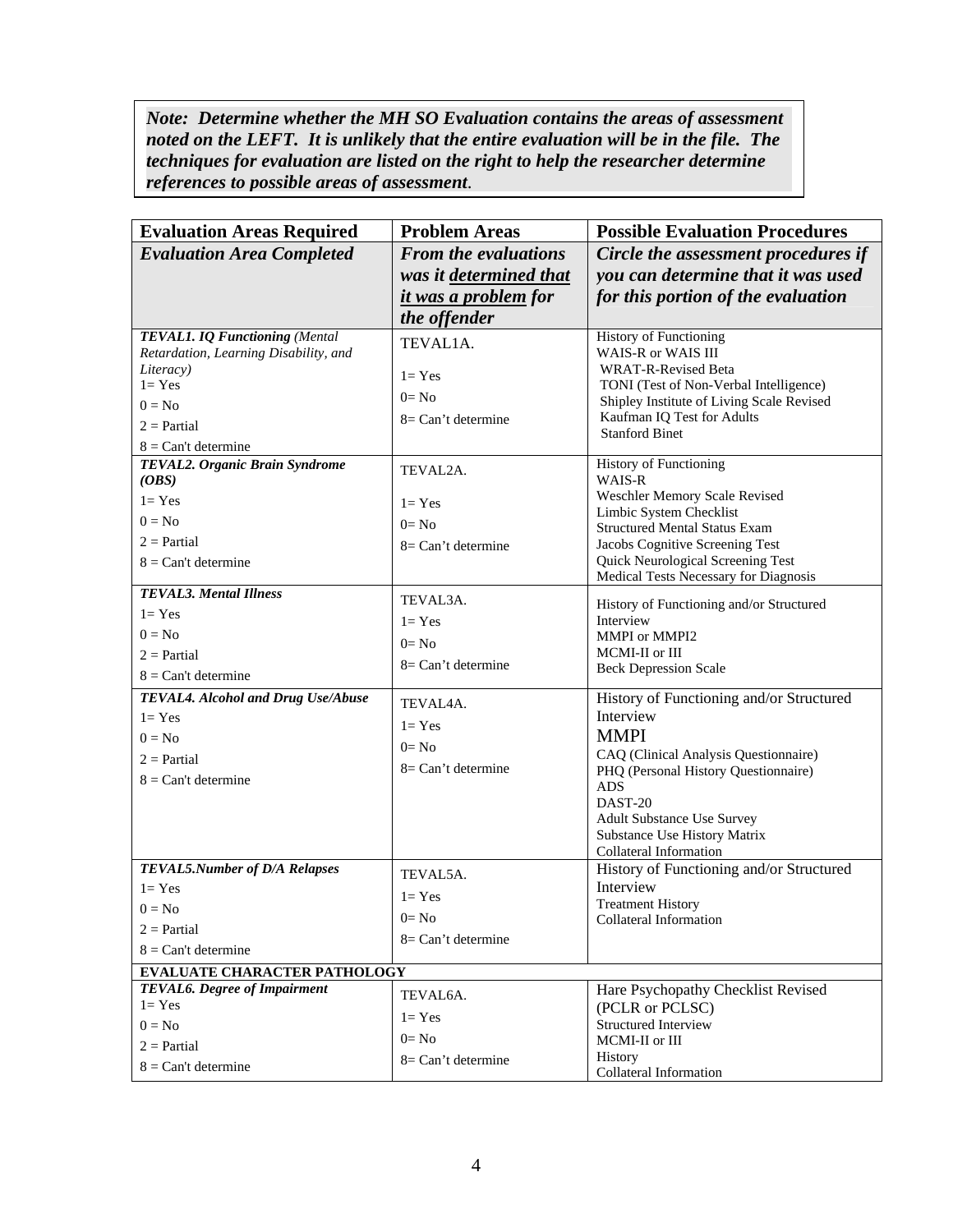***Note: Determine whether the MH SO Evaluation contains the areas of assessment noted on the LEFT. It is unlikely that the entire evaluation will be in the file. The techniques for evaluation are listed on the right to help the researcher determine references to possible areas of assessment.***

| **Evaluation Areas Required** | **Problem Areas** | **Possible Evaluation Procedures** |
|---|---|---|
| ***Evaluation Area Completed*** | ***From the evaluations was it determined that it was a problem for the offender*** | ***Circle the assessment procedures if you can determine that it was used for this portion of the evaluation*** |
| ***TEVAL1. IQ Functioning** (Mental Retardation, Learning Disability, and Literacy)*<br>1= Yes<br>0 = No<br>2 = Partial<br>8 = Can't determine | TEVAL1A.<br>1= Yes<br>0= No<br>8= Can't determine | History of Functioning<br>WAIS-R or WAIS III<br>WRAT-R-Revised Beta<br>TONI (Test of Non-Verbal Intelligence)<br>Shipley Institute of Living Scale Revised<br>Kaufman IQ Test for Adults<br>Stanford Binet |
| ***TEVAL2. Organic Brain Syndrome (OBS)***<br>1= Yes<br>0 = No<br>2 = Partial<br>8 = Can't determine | TEVAL2A.<br>1= Yes<br>0= No<br>8= Can't determine | History of Functioning<br>WAIS-R<br>Weschler Memory Scale Revised<br>Limbic System Checklist<br>Structured Mental Status Exam<br>Jacobs Cognitive Screening Test<br>Quick Neurological Screening Test<br>Medical Tests Necessary for Diagnosis |
| ***TEVAL3. Mental Illness***<br>1= Yes<br>0 = No<br>2 = Partial<br>8 = Can't determine | TEVAL3A.<br>1= Yes<br>0= No<br>8= Can't determine | History of Functioning and/or Structured Interview<br>MMPI or MMPI2<br>MCMI-II or III<br>Beck Depression Scale |
| ***TEVAL4. Alcohol and Drug Use/Abuse***<br>1= Yes<br>0 = No<br>2 = Partial<br>8 = Can't determine | TEVAL4A.<br>1= Yes<br>0= No<br>8= Can't determine | History of Functioning and/or Structured Interview<br>MMPI<br>CAQ (Clinical Analysis Questionnaire)<br>PHQ (Personal History Questionnaire)<br>ADS<br>DAST-20<br>Adult Substance Use Survey<br>Substance Use History Matrix<br>Collateral Information |
| ***TEVAL5.Number of D/A Relapses***<br>1= Yes<br>0 = No<br>2 = Partial<br>8 = Can't determine | TEVAL5A.<br>1= Yes<br>0= No<br>8= Can't determine | History of Functioning and/or Structured Interview<br>Treatment History<br>Collateral Information |
| **EVALUATE CHARACTER PATHOLOGY** | | |
| ***TEVAL6. Degree of Impairment***<br>1= Yes<br>0 = No<br>2 = Partial<br>8 = Can't determine | TEVAL6A.<br>1= Yes<br>0= No<br>8= Can't determine | Hare Psychopathy Checklist Revised (PCLR or PCLSC)<br>Structured Interview<br>MCMI-II or III<br>History<br>Collateral Information |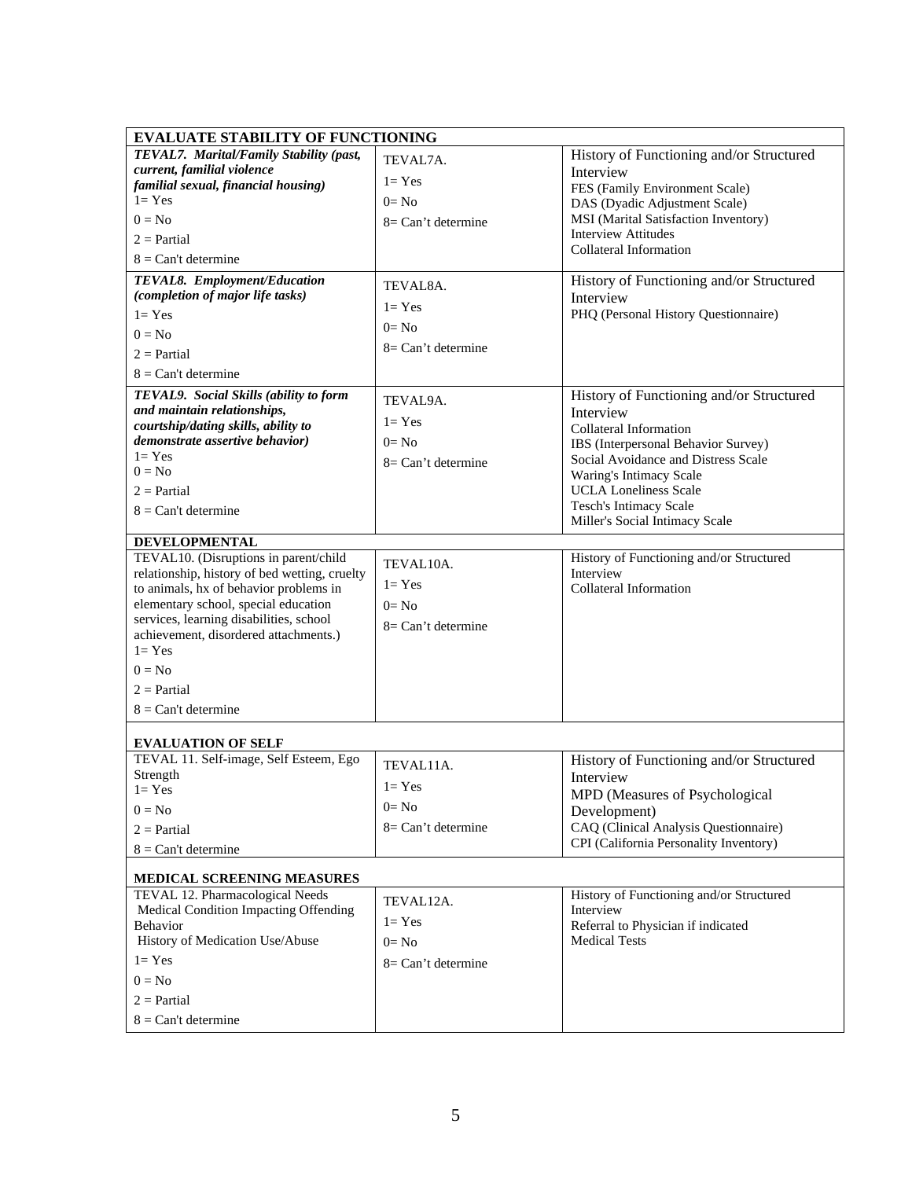| EVALUATE STABILITY OF FUNCTIONING | | |
|---|---|---|
| ***TEVAL7. Marital/Family Stability (past, current, familial violence familial sexual, financial housing)***<br>1= Yes<br>0 = No<br>2 = Partial<br>8 = Can't determine | TEVAL7A.<br>1= Yes<br>0= No<br>8= Can't determine | History of Functioning and/or Structured Interview<br>FES (Family Environment Scale)<br>DAS (Dyadic Adjustment Scale)<br>MSI (Marital Satisfaction Inventory)<br>Interview Attitudes<br>Collateral Information |
| ***TEVAL8. Employment/Education (completion of major life tasks)***<br>1= Yes<br>0 = No<br>2 = Partial<br>8 = Can't determine | TEVAL8A.<br>1= Yes<br>0= No<br>8= Can't determine | History of Functioning and/or Structured Interview<br>PHQ (Personal History Questionnaire) |
| ***TEVAL9. Social Skills (ability to form and maintain relationships, courtship/dating skills, ability to demonstrate assertive behavior)***<br>1= Yes<br>0 = No<br>2 = Partial<br>8 = Can't determine | TEVAL9A.<br>1= Yes<br>0= No<br>8= Can't determine | History of Functioning and/or Structured Interview<br>Collateral Information<br>IBS (Interpersonal Behavior Survey)<br>Social Avoidance and Distress Scale<br>Waring's Intimacy Scale<br>UCLA Loneliness Scale<br>Tesch's Intimacy Scale<br>Miller's Social Intimacy Scale |
| **DEVELOPMENTAL** | | |
| TEVAL10. (Disruptions in parent/child relationship, history of bed wetting, cruelty to animals, hx of behavior problems in elementary school, special education services, learning disabilities, school achievement, disordered attachments.)<br>1= Yes<br>0 = No<br>2 = Partial<br>8 = Can't determine | TEVAL10A.<br>1= Yes<br>0= No<br>8= Can't determine | History of Functioning and/or Structured Interview<br>Collateral Information |
| **EVALUATION OF SELF** | | |
| TEVAL 11. Self-image, Self Esteem, Ego Strength<br>1= Yes<br>0 = No<br>2 = Partial<br>8 = Can't determine | TEVAL11A.<br>1= Yes<br>0= No<br>8= Can't determine | History of Functioning and/or Structured Interview<br>MPD (Measures of Psychological Development)<br>CAQ (Clinical Analysis Questionnaire)<br>CPI (California Personality Inventory) |
| **MEDICAL SCREENING MEASURES** | | |
| TEVAL 12. Pharmacological Needs<br>Medical Condition Impacting Offending Behavior<br>History of Medication Use/Abuse<br>1= Yes<br>0 = No<br>2 = Partial<br>8 = Can't determine | TEVAL12A.<br>1= Yes<br>0= No<br>8= Can't determine | History of Functioning and/or Structured Interview<br>Referral to Physician if indicated<br>Medical Tests |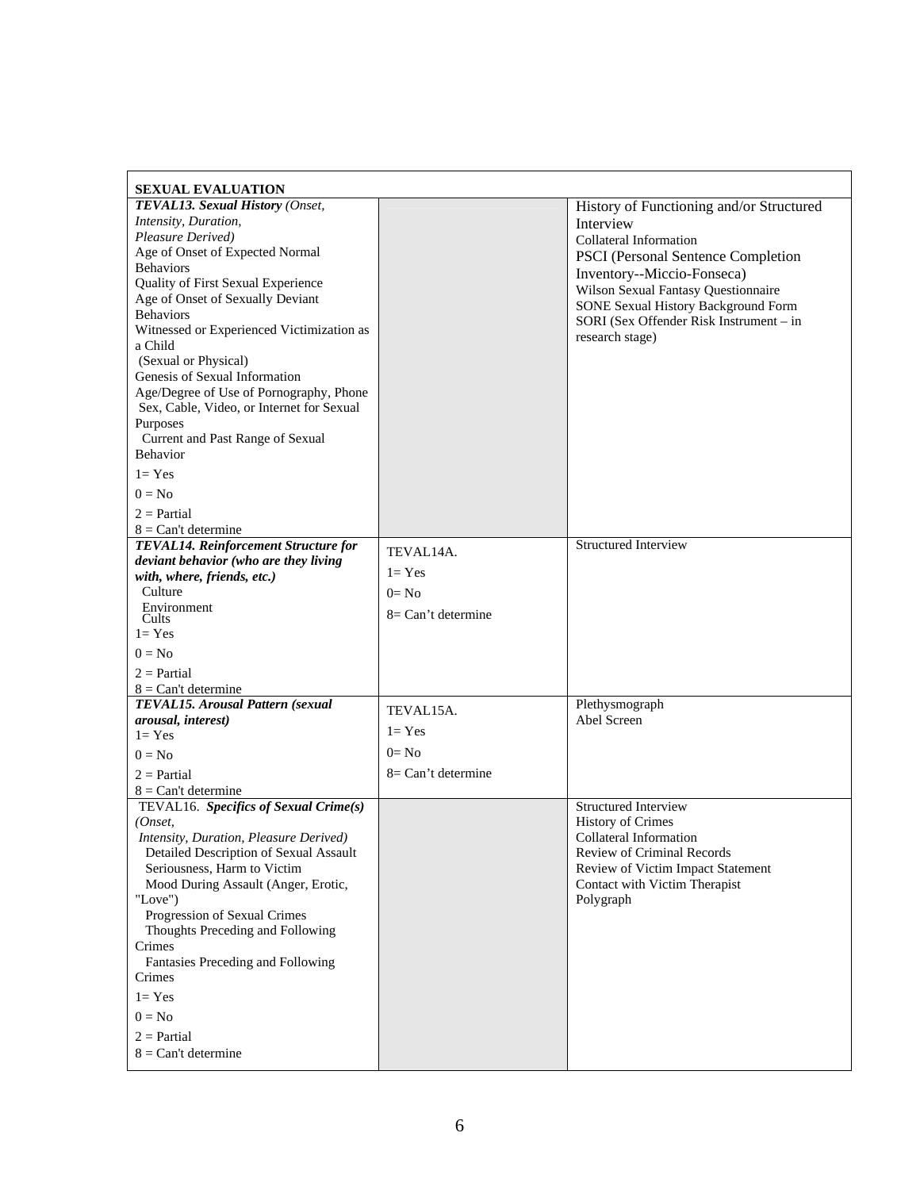| SEXUAL EVALUATION | | |
|---|---|---|
| ***TEVAL13. Sexual History*** *(Onset, Intensity, Duration, Pleasure Derived)*<br>Age of Onset of Expected Normal Behaviors<br>Quality of First Sexual Experience<br>Age of Onset of Sexually Deviant Behaviors<br>Witnessed or Experienced Victimization as a Child (Sexual or Physical)<br>Genesis of Sexual Information<br>Age/Degree of Use of Pornography, Phone Sex, Cable, Video, or Internet for Sexual Purposes<br>Current and Past Range of Sexual Behavior<br>1= Yes<br>0 = No<br>2 = Partial<br>8 = Can't determine | | History of Functioning and/or Structured Interview<br>Collateral Information<br>PSCI (Personal Sentence Completion Inventory--Miccio-Fonseca)<br>Wilson Sexual Fantasy Questionnaire<br>SONE Sexual History Background Form<br>SORI (Sex Offender Risk Instrument – in research stage) |
| ***TEVAL14. Reinforcement Structure for deviant behavior (who are they living with, where, friends, etc.)***<br>Culture<br>Environment<br>Cults<br>1= Yes<br>0 = No<br>2 = Partial<br>8 = Can't determine | TEVAL14A.<br>1= Yes<br>0= No<br>8= Can't determine | Structured Interview |
| ***TEVAL15. Arousal Pattern (sexual arousal, interest)***<br>1= Yes<br>0 = No<br>2 = Partial<br>8 = Can't determine | TEVAL15A.<br>1= Yes<br>0= No<br>8= Can't determine | Plethysmograph<br>Abel Screen |
| TEVAL16. ***Specifics of Sexual Crime(s)*** *(Onset, Intensity, Duration, Pleasure Derived)*<br>Detailed Description of Sexual Assault<br>Seriousness, Harm to Victim<br>Mood During Assault (Anger, Erotic, "Love")<br>Progression of Sexual Crimes<br>Thoughts Preceding and Following Crimes<br>Fantasies Preceding and Following Crimes<br>1= Yes<br>0 = No<br>2 = Partial<br>8 = Can't determine | | Structured Interview<br>History of Crimes<br>Collateral Information<br>Review of Criminal Records<br>Review of Victim Impact Statement<br>Contact with Victim Therapist<br>Polygraph |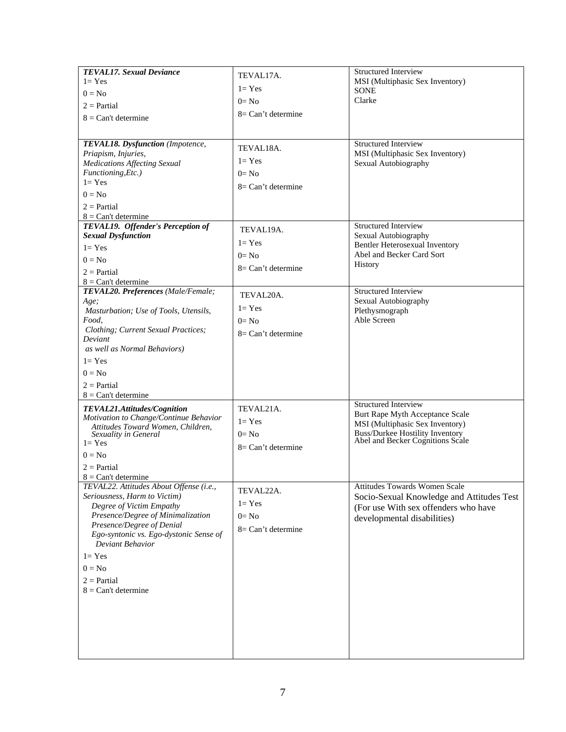| | | |
|---|---|---|
| ***TEVAL17. Sexual Deviance***<br>1= Yes<br>0 = No<br>2 = Partial<br>8 = Can't determine | TEVAL17A.<br>1= Yes<br>0= No<br>8= Can't determine | Structured Interview<br>MSI (Multiphasic Sex Inventory)<br>SONE<br>Clarke |
| ***TEVAL18. Dysfunction*** *(Impotence, Priapism, Injuries, Medications Affecting Sexual Functioning,Etc.)*<br>1= Yes<br>0 = No<br>2 = Partial<br>8 = Can't determine | TEVAL18A.<br>1= Yes<br>0= No<br>8= Can't determine | Structured Interview<br>MSI (Multiphasic Sex Inventory)<br>Sexual Autobiography |
| ***TEVAL19. Offender's Perception of Sexual Dysfunction***<br>1= Yes<br>0 = No<br>2 = Partial<br>8 = Can't determine | TEVAL19A.<br>1= Yes<br>0= No<br>8= Can't determine | Structured Interview<br>Sexual Autobiography<br>Bentler Heterosexual Inventory<br>Abel and Becker Card Sort<br>History |
| ***TEVAL20. Preferences*** *(Male/Female; Age; Masturbation; Use of Tools, Utensils, Food, Clothing; Current Sexual Practices; Deviant as well as Normal Behaviors)*<br>1= Yes<br>0 = No<br>2 = Partial<br>8 = Can't determine | TEVAL20A.<br>1= Yes<br>0= No<br>8= Can't determine | Structured Interview<br>Sexual Autobiography<br>Plethysmograph<br>Able Screen |
| ***TEVAL21.Attitudes/Cognition***<br>*Motivation to Change/Continue Behavior*<br>*Attitudes Toward Women, Children, Sexuality in General*<br>1= Yes<br>0 = No<br>2 = Partial<br>8 = Can't determine | TEVAL21A.<br>1= Yes<br>0= No<br>8= Can't determine | Structured Interview<br>Burt Rape Myth Acceptance Scale<br>MSI (Multiphasic Sex Inventory)<br>Buss/Durkee Hostility Inventory<br>Abel and Becker Cognitions Scale |
| *TEVAL22. Attitudes About Offense (i.e., Seriousness, Harm to Victim)*<br>*Degree of Victim Empathy*<br>*Presence/Degree of Minimalization*<br>*Presence/Degree of Denial*<br>*Ego-syntonic vs. Ego-dystonic Sense of Deviant Behavior*<br>1= Yes<br>0 = No<br>2 = Partial<br>8 = Can't determine | TEVAL22A.<br>1= Yes<br>0= No<br>8= Can't determine | Attitudes Towards Women Scale<br>Socio-Sexual Knowledge and Attitudes Test (For use With sex offenders who have developmental disabilities) |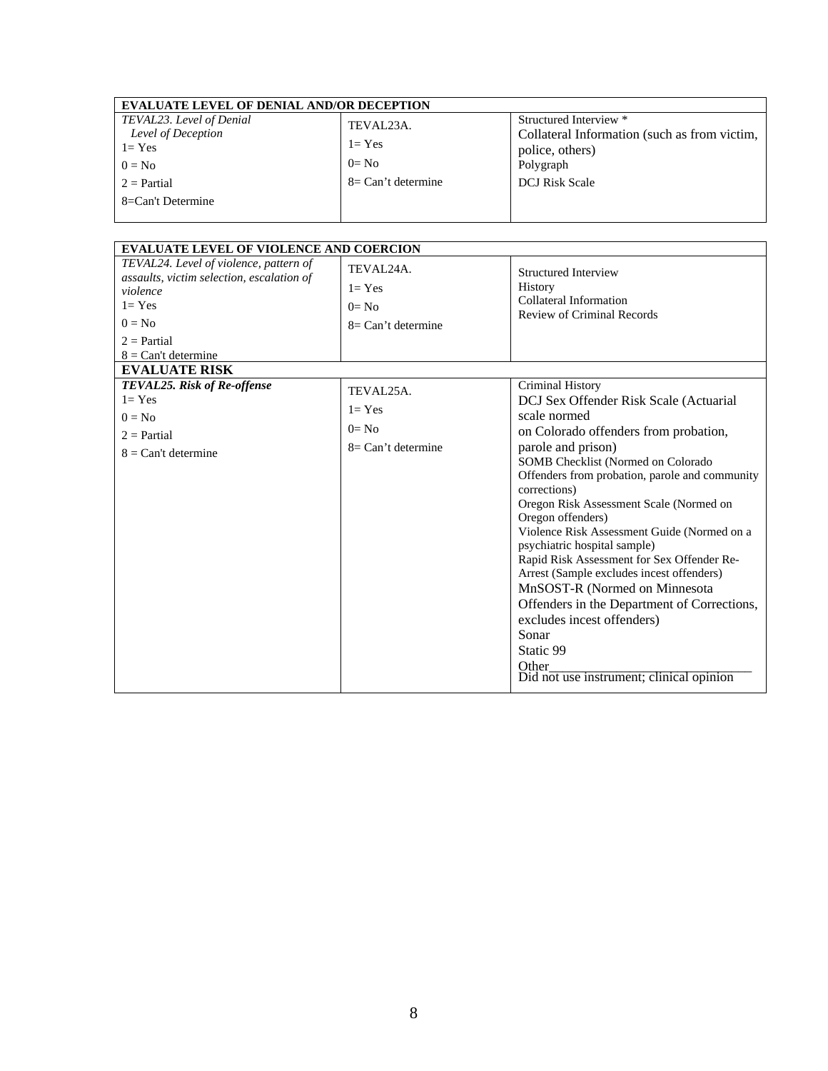| **EVALUATE LEVEL OF DENIAL AND/OR DECEPTION** | | |
|---|---|---|
| *TEVAL23. Level of Denial*<br>*Level of Deception*<br>1= Yes<br>0 = No<br>2 = Partial<br>8=Can't Determine | TEVAL23A.<br>1= Yes<br>0= No<br>8= Can't determine | Structured Interview *<br>Collateral Information (such as from victim, police, others)<br>Polygraph<br>DCJ Risk Scale |

| **EVALUATE LEVEL OF VIOLENCE AND COERCION** | | |
|---|---|---|
| *TEVAL24. Level of violence, pattern of assaults, victim selection, escalation of violence*<br>1= Yes<br>0 = No<br>2 = Partial<br>8 = Can't determine | TEVAL24A.<br>1= Yes<br>0= No<br>8= Can't determine | Structured Interview<br>History<br>Collateral Information<br>Review of Criminal Records |
| **EVALUATE RISK** | | |
| ***TEVAL25. Risk of Re-offense***<br>1= Yes<br>0 = No<br>2 = Partial<br>8 = Can't determine | TEVAL25A.<br>1= Yes<br>0= No<br>8= Can't determine | Criminal History<br>DCJ Sex Offender Risk Scale (Actuarial scale normed on Colorado offenders from probation, parole and prison)<br>SOMB Checklist (Normed on Colorado Offenders from probation, parole and community corrections)<br>Oregon Risk Assessment Scale (Normed on Oregon offenders)<br>Violence Risk Assessment Guide (Normed on a psychiatric hospital sample)<br>Rapid Risk Assessment for Sex Offender Re-Arrest (Sample excludes incest offenders)<br>MnSOST-R (Normed on Minnesota Offenders in the Department of Corrections, excludes incest offenders)<br>Sonar<br>Static 99<br>Other______________________________<br>Did not use instrument; clinical opinion |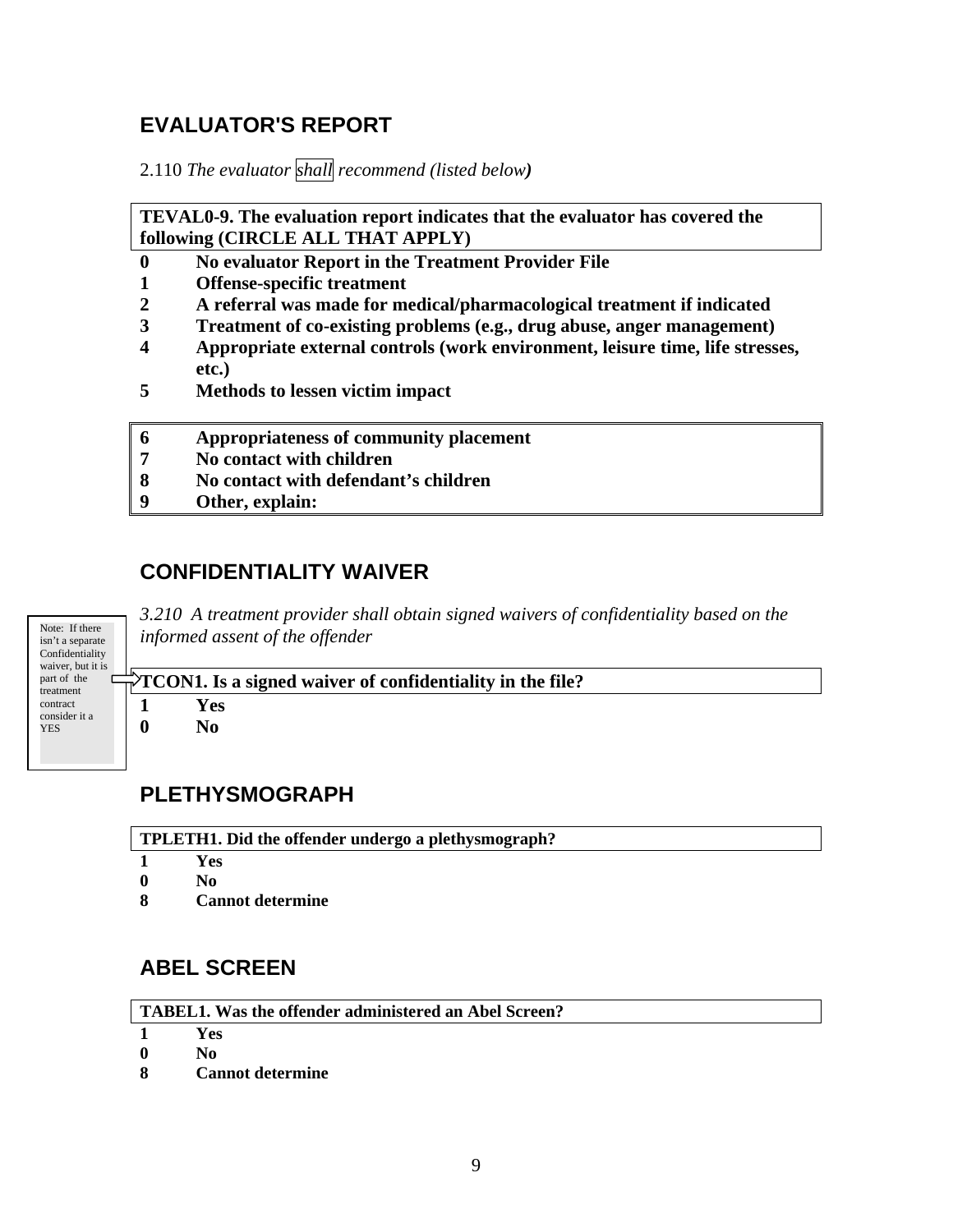## EVALUATOR'S REPORT

2.110 *The evaluator shall recommend (listed below)*

**TEVAL0-9. The evaluation report indicates that the evaluator has covered the following (CIRCLE ALL THAT APPLY)**

**0** **No evaluator Report in the Treatment Provider File**
**1** **Offense-specific treatment**
**2** **A referral was made for medical/pharmacological treatment if indicated**
**3** **Treatment of co-existing problems (e.g., drug abuse, anger management)**
**4** **Appropriate external controls (work environment, leisure time, life stresses, etc.)**
**5** **Methods to lessen victim impact**

**6** **Appropriateness of community placement**
**7** **No contact with children**
**8** **No contact with defendant's children**
**9** **Other, explain:**

## CONFIDENTIALITY WAIVER

*3.210 A treatment provider shall obtain signed waivers of confidentiality based on the informed assent of the offender*

Note: If there isn't a separate Confidentiality waiver, but it is part of the treatment contract consider it a YES

**TCON1. Is a signed waiver of confidentiality in the file?**

**1** **Yes**
**0** **No**

## PLETHYSMOGRAPH

**TPLETH1. Did the offender undergo a plethysmograph?**

**1** **Yes**
**0** **No**
**8** **Cannot determine**

## ABEL SCREEN

**TABEL1. Was the offender administered an Abel Screen?**

**1** **Yes**
**0** **No**
**8** **Cannot determine**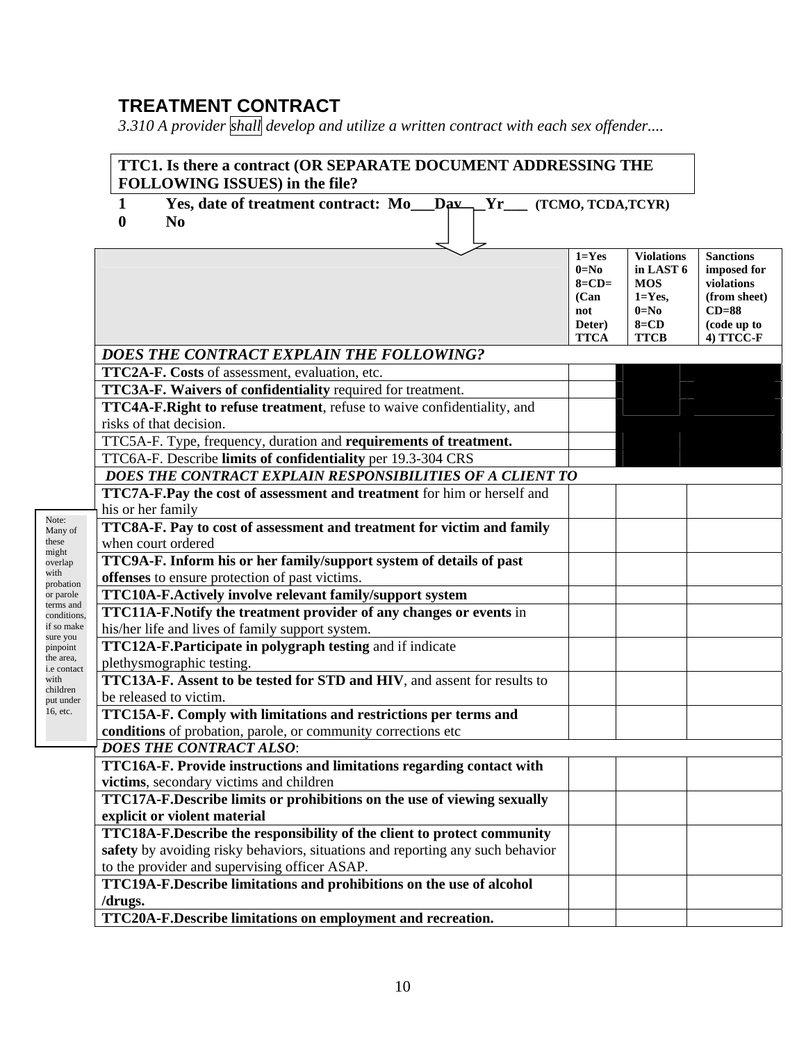## TREATMENT CONTRACT

*3.310 A provider shall develop and utilize a written contract with each sex offender....*

**TTC1. Is there a contract (OR SEPARATE DOCUMENT ADDRESSING THE FOLLOWING ISSUES) in the file?**

**1 Yes, date of treatment contract: Mo___Day___Yr___ (TCMO, TCDA,TCYR)**

**0 No**

| | 1=Yes 0=No 8=CD= (Can not Deter) TTCA | Violations in LAST 6 MOS 1=Yes, 0=No 8=CD TTCB | Sanctions imposed for violations (from sheet) CD=88 (code up to 4) TTCC-F |
|---|---|---|---|
| ***DOES THE CONTRACT EXPLAIN THE FOLLOWING?*** | | | |
| **TTC2A-F. Costs** of assessment, evaluation, etc. | | | |
| **TTC3A-F. Waivers of confidentiality** required for treatment. | | | |
| **TTC4A-F.Right to refuse treatment**, refuse to waive confidentiality, and risks of that decision. | | | |
| TTC5A-F. Type, frequency, duration and **requirements of treatment.** | | | |
| TTC6A-F. Describe **limits of confidentiality** per 19.3-304 CRS | | | |
| ***DOES THE CONTRACT EXPLAIN RESPONSIBILITIES OF A CLIENT TO*** | | | |
| **TTC7A-F.Pay the cost of assessment and treatment** for him or herself and his or her family | | | |
| **TTC8A-F. Pay to cost of assessment and treatment for victim and family** when court ordered | | | |
| **TTC9A-F. Inform his or her family/support system of details of past offenses** to ensure protection of past victims. | | | |
| **TTC10A-F.Actively involve relevant family/support system** | | | |
| **TTC11A-F.Notify the treatment provider of any changes or events** in his/her life and lives of family support system. | | | |
| **TTC12A-F.Participate in polygraph testing** and if indicate plethysmographic testing. | | | |
| **TTC13A-F. Assent to be tested for STD and HIV**, and assent for results to be released to victim. | | | |
| **TTC15A-F. Comply with limitations and restrictions per terms and conditions** of probation, parole, or community corrections etc | | | |
| ***DOES THE CONTRACT ALSO***: | | | |
| **TTC16A-F. Provide instructions and limitations regarding contact with victims**, secondary victims and children | | | |
| **TTC17A-F.Describe limits or prohibitions on the use of viewing sexually explicit or violent material** | | | |
| **TTC18A-F.Describe the responsibility of the client to protect community safety** by avoiding risky behaviors, situations and reporting any such behavior to the provider and supervising officer ASAP. | | | |
| **TTC19A-F.Describe limitations and prohibitions on the use of alcohol /drugs.** | | | |
| **TTC20A-F.Describe limitations on employment and recreation.** | | | |

Note: Many of these might overlap with probation or parole terms and conditions, if so make sure you pinpoint the area, i.e contact with children put under 16, etc.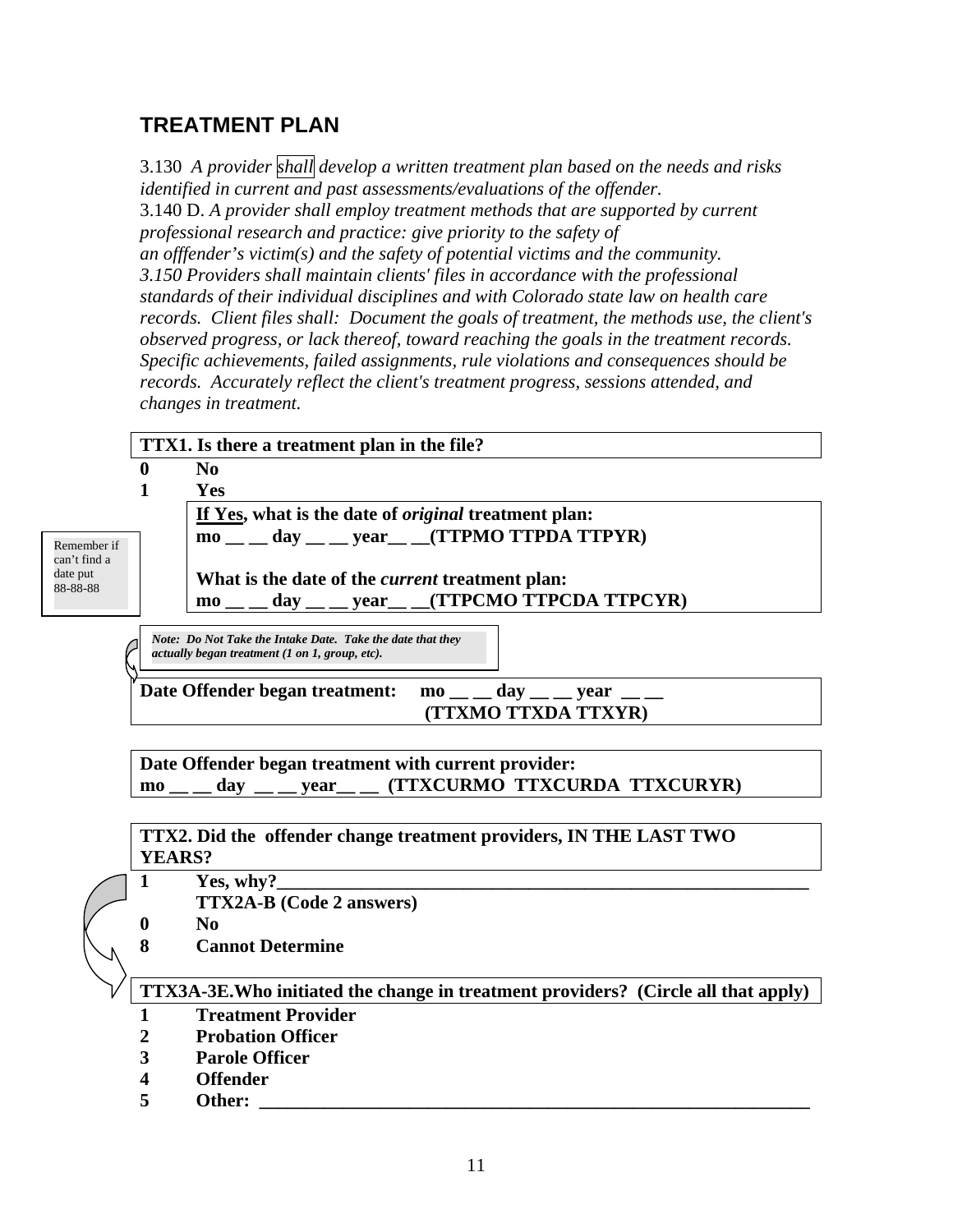## TREATMENT PLAN

3.130 *A provider shall develop a written treatment plan based on the needs and risks identified in current and past assessments/evaluations of the offender.*
3.140 D. *A provider shall employ treatment methods that are supported by current professional research and practice: give priority to the safety of an offfender's victim(s) and the safety of potential victims and the community.*
*3.150 Providers shall maintain clients' files in accordance with the professional standards of their individual disciplines and with Colorado state law on health care records. Client files shall: Document the goals of treatment, the methods use, the client's observed progress, or lack thereof, toward reaching the goals in the treatment records. Specific achievements, failed assignments, rule violations and consequences should be records. Accurately reflect the client's treatment progress, sessions attended, and changes in treatment.*

**TTX1. Is there a treatment plan in the file?**

**0 No**
**1 Yes**

**If Yes, what is the date of *original* treatment plan:**
**mo __ __ day __ __ year__ __(TTPMO TTPDA TTPYR)**

**What is the date of the *current* treatment plan:**
**mo __ __ day __ __ year__ __(TTPCMO TTPCDA TTPCYR)**

Remember if can't find a date put 88-88-88

***Note: Do Not Take the Intake Date. Take the date that they actually began treatment (1 on 1, group, etc).***

**Date Offender began treatment: mo __ __ day __ __ year __ __ (TTXMO TTXDA TTXYR)**

**Date Offender began treatment with current provider:**
**mo __ __ day __ __ year__ __ (TTXCURMO TTXCURDA TTXCURYR)**

**TTX2. Did the offender change treatment providers, IN THE LAST TWO YEARS?**

**1 Yes, why?________________________________________________________**
**TTX2A-B (Code 2 answers)**
**0 No**
**8 Cannot Determine**

**TTX3A-3E.Who initiated the change in treatment providers? (Circle all that apply)**

**1 Treatment Provider**
**2 Probation Officer**
**3 Parole Officer**
**4 Offender**
**5 Other: ________________________________________________________**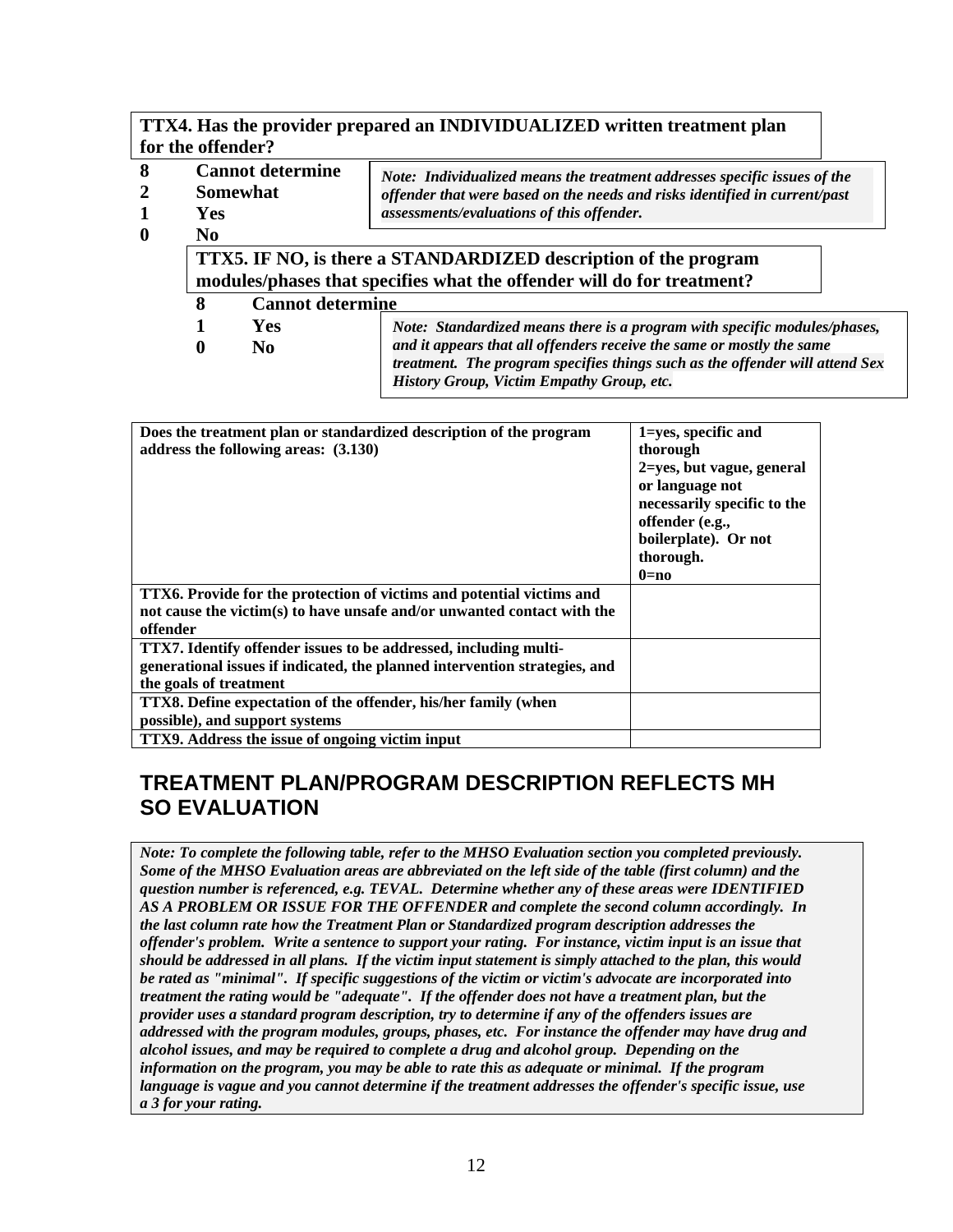**TTX4. Has the provider prepared an INDIVIDUALIZED written treatment plan for the offender?**

**8 Cannot determine**
**2 Somewhat**
**1 Yes**
**0 No**

***Note: Individualized means the treatment addresses specific issues of the offender that were based on the needs and risks identified in current/past assessments/evaluations of this offender.***

**TTX5. IF NO, is there a STANDARDIZED description of the program modules/phases that specifies what the offender will do for treatment?**

**8 Cannot determine**
**1 Yes**
**0 No**

***Note: Standardized means there is a program with specific modules/phases, and it appears that all offenders receive the same or mostly the same treatment. The program specifies things such as the offender will attend Sex History Group, Victim Empathy Group, etc.***

| Does the treatment plan or standardized description of the program address the following areas: (3.130) | 1=yes, specific and thorough<br>2=yes, but vague, general or language not necessarily specific to the offender (e.g., boilerplate). Or not thorough.<br>0=no |
|---|---|
| TTX6. Provide for the protection of victims and potential victims and not cause the victim(s) to have unsafe and/or unwanted contact with the offender | |
| TTX7. Identify offender issues to be addressed, including multi-generational issues if indicated, the planned intervention strategies, and the goals of treatment | |
| TTX8. Define expectation of the offender, his/her family (when possible), and support systems | |
| TTX9. Address the issue of ongoing victim input | |

## TREATMENT PLAN/PROGRAM DESCRIPTION REFLECTS MH SO EVALUATION

***Note: To complete the following table, refer to the MHSO Evaluation section you completed previously. Some of the MHSO Evaluation areas are abbreviated on the left side of the table (first column) and the question number is referenced, e.g. TEVAL. Determine whether any of these areas were IDENTIFIED AS A PROBLEM OR ISSUE FOR THE OFFENDER and complete the second column accordingly. In the last column rate how the Treatment Plan or Standardized program description addresses the offender's problem. Write a sentence to support your rating. For instance, victim input is an issue that should be addressed in all plans. If the victim input statement is simply attached to the plan, this would be rated as "minimal". If specific suggestions of the victim or victim's advocate are incorporated into treatment the rating would be "adequate". If the offender does not have a treatment plan, but the provider uses a standard program description, try to determine if any of the offenders issues are addressed with the program modules, groups, phases, etc. For instance the offender may have drug and alcohol issues, and may be required to complete a drug and alcohol group. Depending on the information on the program, you may be able to rate this as adequate or minimal. If the program language is vague and you cannot determine if the treatment addresses the offender's specific issue, use a 3 for your rating.***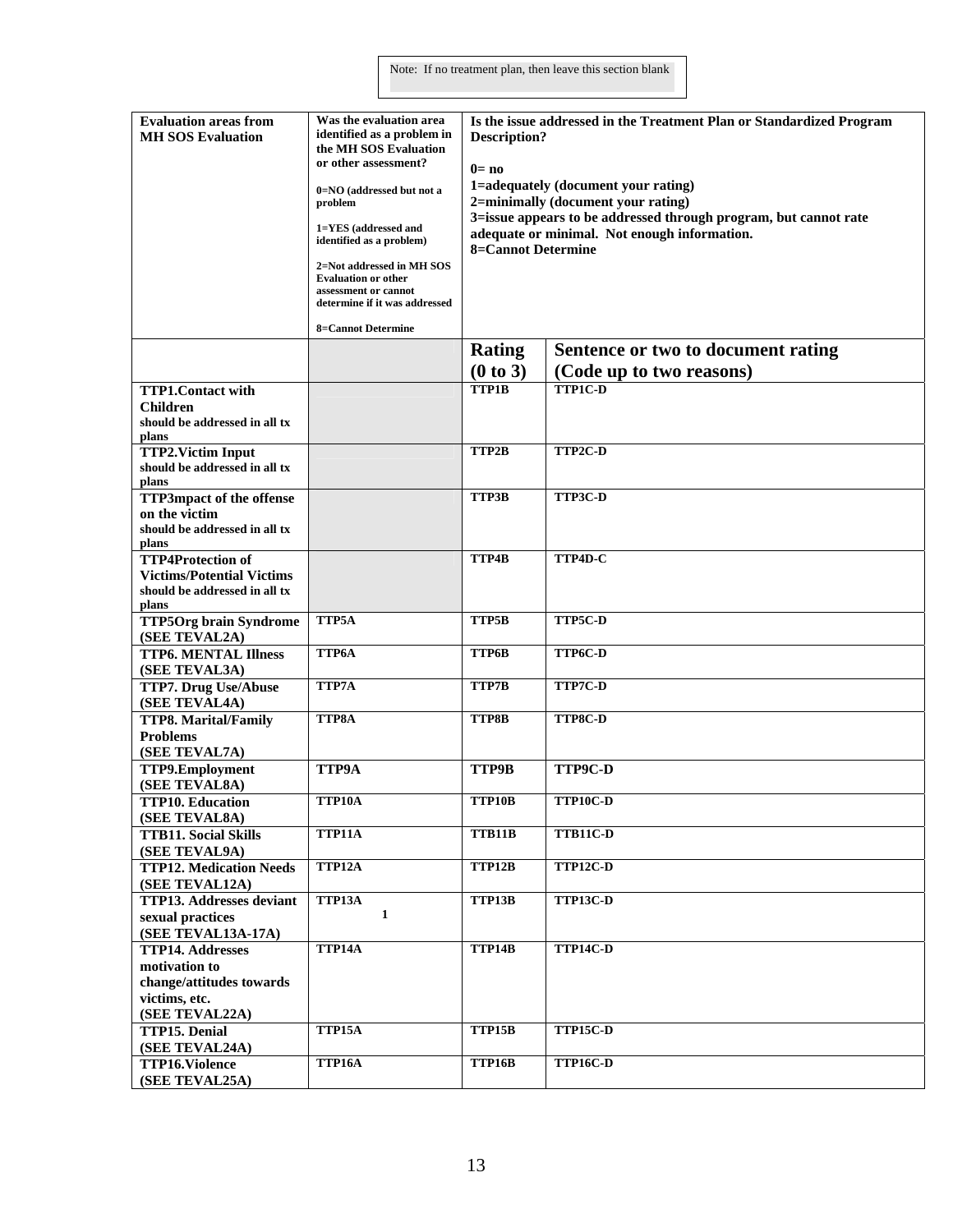Note: If no treatment plan, then leave this section blank

| Evaluation areas from MH SOS Evaluation | Was the evaluation area identified as a problem in the MH SOS Evaluation or other assessment?<br><br>0=NO (addressed but not a problem<br><br>1=YES (addressed and identified as a problem)<br><br>2=Not addressed in MH SOS Evaluation or other assessment or cannot determine if it was addressed<br><br>8=Cannot Determine | Is the issue addressed in the Treatment Plan or Standardized Program Description?<br><br>0= no<br>1=adequately (document your rating)<br>2=minimally (document your rating)<br>3=issue appears to be addressed through program, but cannot rate adequate or minimal. Not enough information.<br>8=Cannot Determine | |
|---|---|---|---|
| | | **Rating (0 to 3)** | **Sentence or two to document rating (Code up to two reasons)** |
| **TTP1.Contact with Children** should be addressed in all tx plans | | TTP1B | TTP1C-D |
| **TTP2.Victim Input** should be addressed in all tx plans | | TTP2B | TTP2C-D |
| **TTP3mpact of the offense on the victim** should be addressed in all tx plans | | TTP3B | TTP3C-D |
| **TTP4Protection of Victims/Potential Victims** should be addressed in all tx plans | | TTP4B | TTP4D-C |
| **TTP5Org brain Syndrome (SEE TEVAL2A)** | TTP5A | TTP5B | TTP5C-D |
| **TTP6. MENTAL Illness (SEE TEVAL3A)** | TTP6A | TTP6B | TTP6C-D |
| **TTP7. Drug Use/Abuse (SEE TEVAL4A)** | TTP7A | TTP7B | TTP7C-D |
| **TTP8. Marital/Family Problems (SEE TEVAL7A)** | TTP8A | TTP8B | TTP8C-D |
| **TTP9.Employment (SEE TEVAL8A)** | TTP9A | TTP9B | TTP9C-D |
| **TTP10. Education (SEE TEVAL8A)** | TTP10A | TTP10B | TTP10C-D |
| **TTB11. Social Skills (SEE TEVAL9A)** | TTP11A | TTB11B | TTB11C-D |
| **TTP12. Medication Needs (SEE TEVAL12A)** | TTP12A | TTP12B | TTP12C-D |
| **TTP13. Addresses deviant sexual practices (SEE TEVAL13A-17A)** | TTP13A 1 | TTP13B | TTP13C-D |
| **TTP14. Addresses motivation to change/attitudes towards victims, etc. (SEE TEVAL22A)** | TTP14A | TTP14B | TTP14C-D |
| **TTP15. Denial (SEE TEVAL24A)** | TTP15A | TTP15B | TTP15C-D |
| **TTP16.Violence (SEE TEVAL25A)** | TTP16A | TTP16B | TTP16C-D |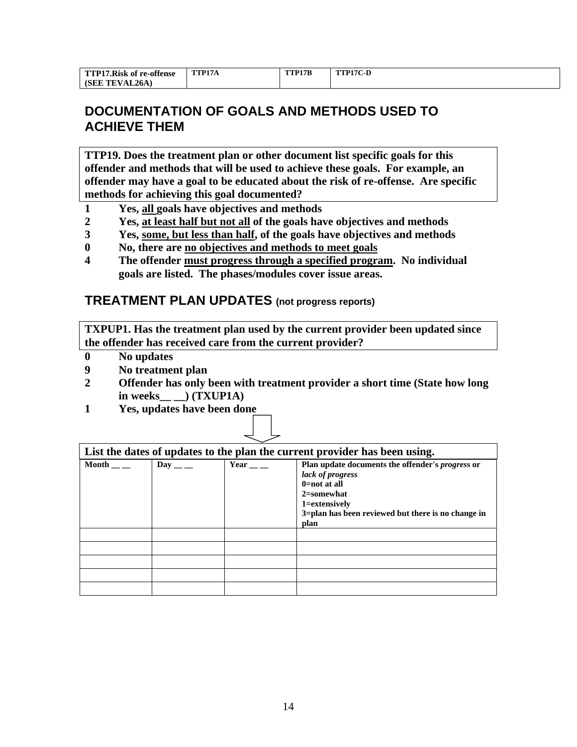| TTP17.Risk of re-offense (SEE TEVAL26A) | TTP17A | TTP17B | TTP17C-D |
|---|---|---|---|

## DOCUMENTATION OF GOALS AND METHODS USED TO ACHIEVE THEM

**TTP19. Does the treatment plan or other document list specific goals for this offender and methods that will be used to achieve these goals. For example, an offender may have a goal to be educated about the risk of re-offense. Are specific methods for achieving this goal documented?**

**1 Yes, all goals have objectives and methods**
**2 Yes, at least half but not all of the goals have objectives and methods**
**3 Yes, some, but less than half, of the goals have objectives and methods**
**0 No, there are no objectives and methods to meet goals**
**4 The offender must progress through a specified program. No individual goals are listed. The phases/modules cover issue areas.**

## TREATMENT PLAN UPDATES (not progress reports)

**TXPUP1. Has the treatment plan used by the current provider been updated since the offender has received care from the current provider?**

**0 No updates**
**9 No treatment plan**
**2 Offender has only been with treatment provider a short time (State how long in weeks__ __) (TXUP1A)**
**1 Yes, updates have been done**

**List the dates of updates to the plan the current provider has been using.**

| Month __ __ | Day __ __ | Year __ __ | Plan update documents the offender's *progress* or *lack of progress*<br>0=not at all<br>2=somewhat<br>1=extensively<br>3=plan has been reviewed but there is no change in plan |
|---|---|---|---|
| | | | |
| | | | |
| | | | |
| | | | |
| | | | |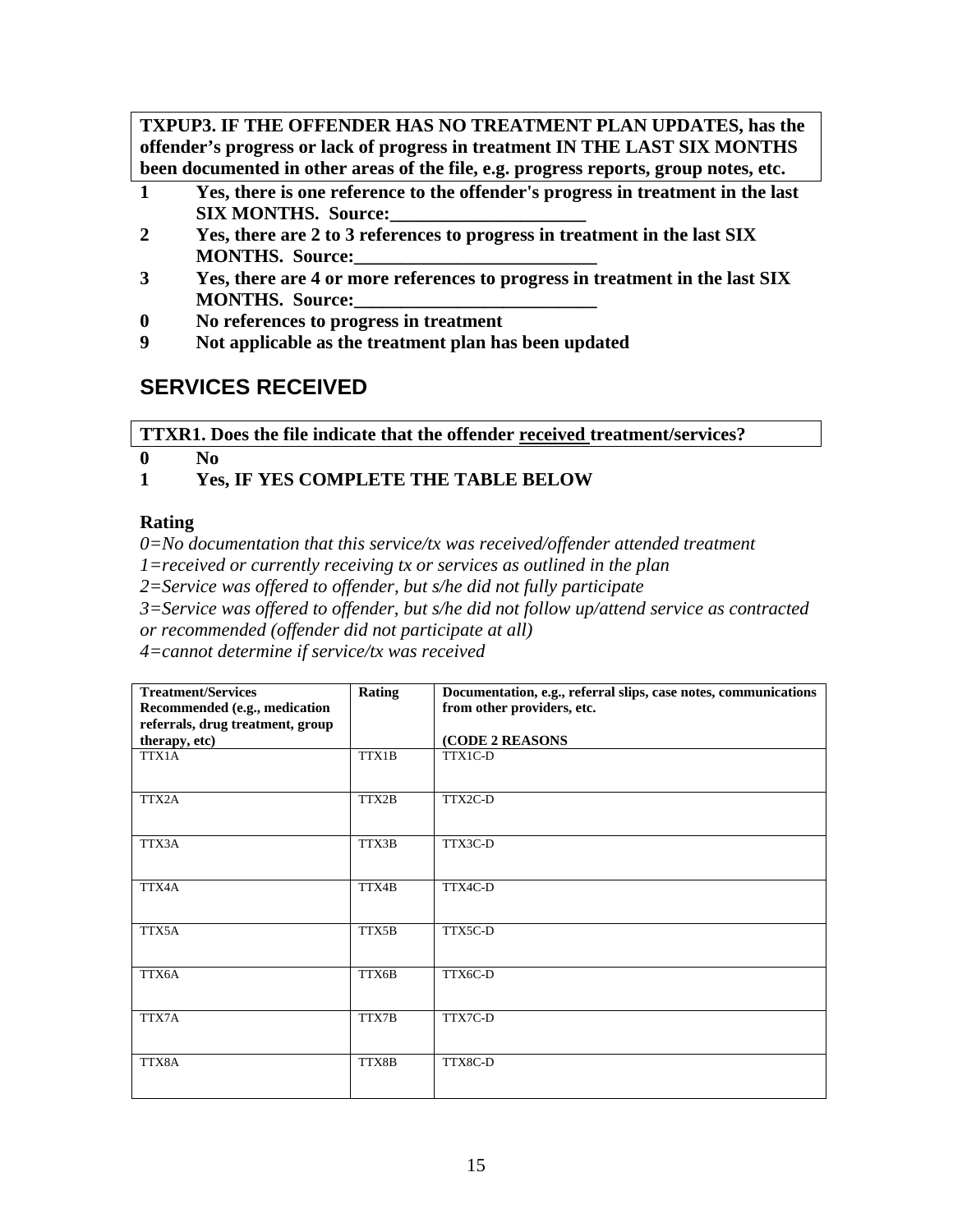**TXPUP3. IF THE OFFENDER HAS NO TREATMENT PLAN UPDATES, has the offender's progress or lack of progress in treatment IN THE LAST SIX MONTHS been documented in other areas of the file, e.g. progress reports, group notes, etc.**

**1 Yes, there is one reference to the offender's progress in treatment in the last SIX MONTHS. Source:_____________________**

**2 Yes, there are 2 to 3 references to progress in treatment in the last SIX MONTHS. Source:__________________________**

**3 Yes, there are 4 or more references to progress in treatment in the last SIX MONTHS. Source:__________________________**

**0 No references to progress in treatment**

**9 Not applicable as the treatment plan has been updated**

## SERVICES RECEIVED

**TTXR1. Does the file indicate that the offender <u>received</u> treatment/services?**

**0 No**

**1 Yes, IF YES COMPLETE THE TABLE BELOW**

**Rating**

*0=No documentation that this service/tx was received/offender attended treatment*
*1=received or currently receiving tx or services as outlined in the plan*
*2=Service was offered to offender, but s/he did not fully participate*
*3=Service was offered to offender, but s/he did not follow up/attend service as contracted or recommended (offender did not participate at all)*
*4=cannot determine if service/tx was received*

| Treatment/Services Recommended (e.g., medication referrals, drug treatment, group therapy, etc) | Rating | Documentation, e.g., referral slips, case notes, communications from other providers, etc. (CODE 2 REASONS |
|---|---|---|
| TTX1A | TTX1B | TTX1C-D |
| TTX2A | TTX2B | TTX2C-D |
| TTX3A | TTX3B | TTX3C-D |
| TTX4A | TTX4B | TTX4C-D |
| TTX5A | TTX5B | TTX5C-D |
| TTX6A | TTX6B | TTX6C-D |
| TTX7A | TTX7B | TTX7C-D |
| TTX8A | TTX8B | TTX8C-D |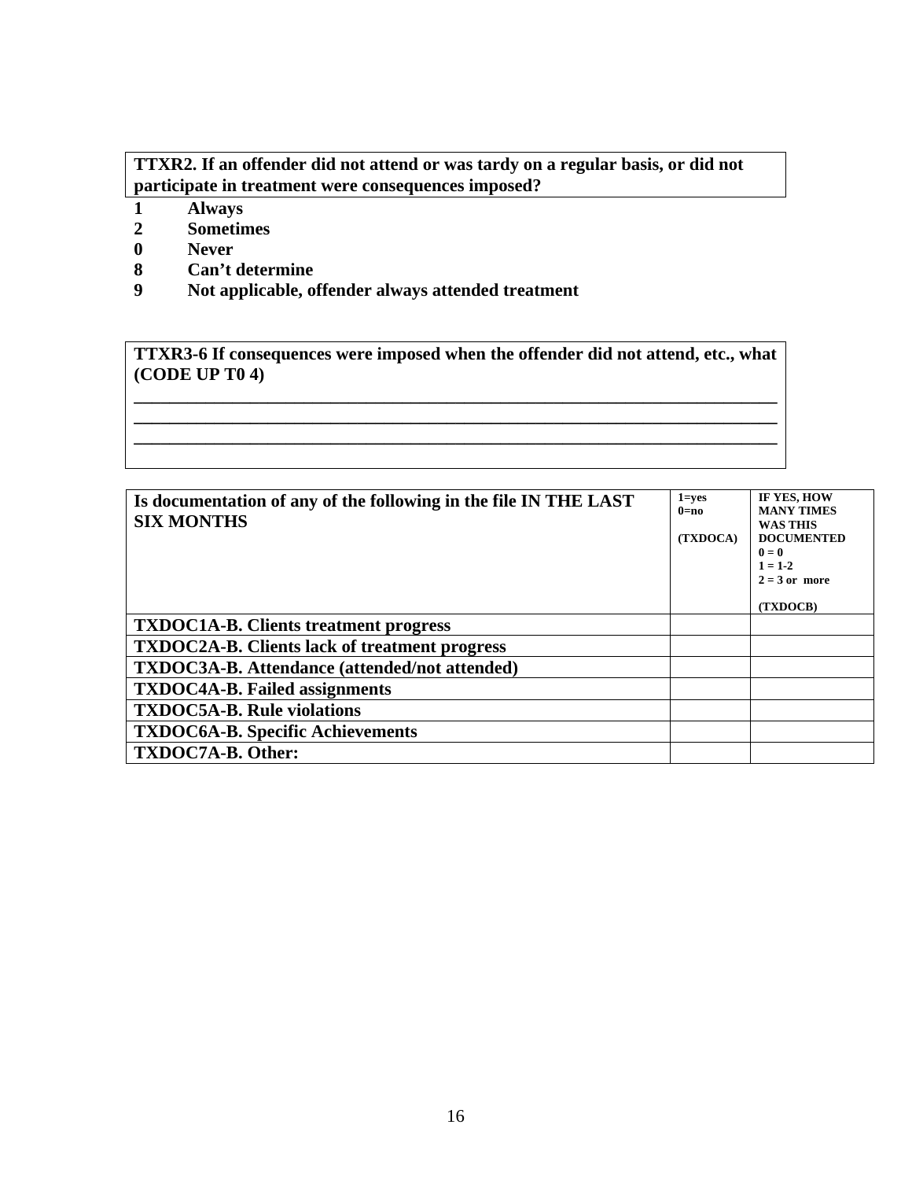**TTXR2. If an offender did not attend or was tardy on a regular basis, or did not participate in treatment were consequences imposed?**

**1 Always**
**2 Sometimes**
**0 Never**
**8 Can't determine**
**9 Not applicable, offender always attended treatment**

**TTXR3-6 If consequences were imposed when the offender did not attend, etc., what (CODE UP T0 4)**

\_\_\_\_\_\_\_\_\_\_\_\_\_\_\_\_\_\_\_\_\_\_\_\_\_\_\_\_\_\_\_\_\_\_\_\_\_\_\_\_\_\_\_\_\_\_\_\_\_\_\_\_\_\_\_\_\_\_\_\_\_\_\_\_\_\_\_\_\_\_
\_\_\_\_\_\_\_\_\_\_\_\_\_\_\_\_\_\_\_\_\_\_\_\_\_\_\_\_\_\_\_\_\_\_\_\_\_\_\_\_\_\_\_\_\_\_\_\_\_\_\_\_\_\_\_\_\_\_\_\_\_\_\_\_\_\_\_\_\_\_
\_\_\_\_\_\_\_\_\_\_\_\_\_\_\_\_\_\_\_\_\_\_\_\_\_\_\_\_\_\_\_\_\_\_\_\_\_\_\_\_\_\_\_\_\_\_\_\_\_\_\_\_\_\_\_\_\_\_\_\_\_\_\_\_\_\_\_\_\_\_

| Is documentation of any of the following in the file IN THE LAST SIX MONTHS | 1=yes<br>0=no<br><br>(TXDOCA) | IF YES, HOW MANY TIMES WAS THIS DOCUMENTED<br>0 = 0<br>1 = 1-2<br>2 = 3 or more<br><br>(TXDOCB) |
|---|---|---|
| TXDOC1A-B. Clients treatment progress | | |
| TXDOC2A-B. Clients lack of treatment progress | | |
| TXDOC3A-B. Attendance (attended/not attended) | | |
| TXDOC4A-B. Failed assignments | | |
| TXDOC5A-B. Rule violations | | |
| TXDOC6A-B. Specific Achievements | | |
| TXDOC7A-B. Other: | | |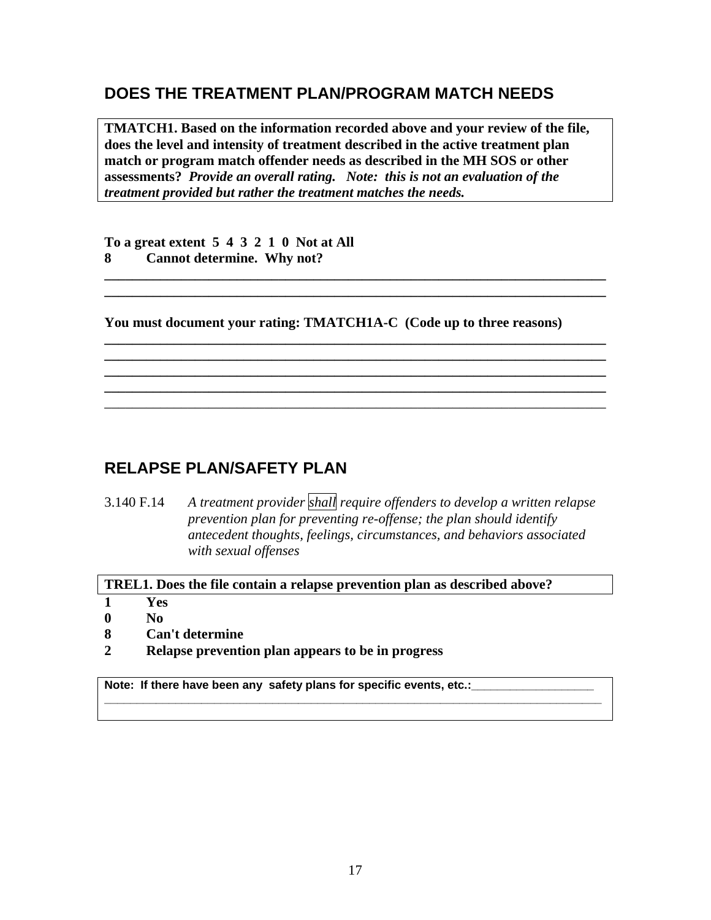## DOES THE TREATMENT PLAN/PROGRAM MATCH NEEDS

**TMATCH1. Based on the information recorded above and your review of the file, does the level and intensity of treatment described in the active treatment plan match or program match offender needs as described in the MH SOS or other assessments?** ***Provide an overall rating. Note: this is not an evaluation of the treatment provided but rather the treatment matches the needs.***

**To a great extent 5 4 3 2 1 0 Not at All**
**8 Cannot determine. Why not?**

________________________________________________________________________
________________________________________________________________________

**You must document your rating: TMATCH1A-C (Code up to three reasons)**

________________________________________________________________________
________________________________________________________________________
________________________________________________________________________
________________________________________________________________________
________________________________________________________________________

## RELAPSE PLAN/SAFETY PLAN

3.140 F.14 *A treatment provider shall require offenders to develop a written relapse prevention plan for preventing re-offense; the plan should identify antecedent thoughts, feelings, circumstances, and behaviors associated with sexual offenses*

**TREL1. Does the file contain a relapse prevention plan as described above?**

**1 Yes**
**0 No**
**8 Can't determine**
**2 Relapse prevention plan appears to be in progress**

**Note: If there have been any safety plans for specific events, etc.:**____________________
________________________________________________________________________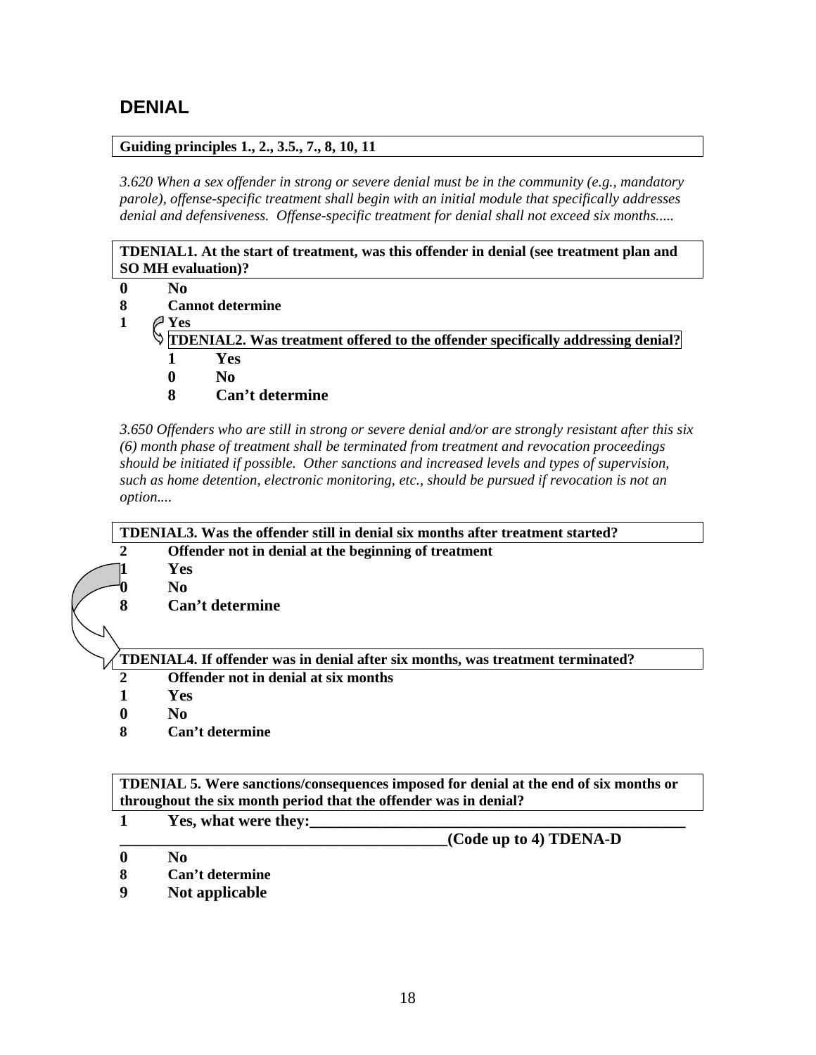## DENIAL

**Guiding principles 1., 2., 3.5., 7., 8, 10, 11**

*3.620 When a sex offender in strong or severe denial must be in the community (e.g., mandatory parole), offense-specific treatment shall begin with an initial module that specifically addresses denial and defensiveness. Offense-specific treatment for denial shall not exceed six months.....*

**TDENIAL1. At the start of treatment, was this offender in denial (see treatment plan and SO MH evaluation)?**

**0 No**

**8 Cannot determine**

**1 Yes**

**TDENIAL2. Was treatment offered to the offender specifically addressing denial?**

- **1 Yes**
- **0 No**
- **8 Can't determine**

*3.650 Offenders who are still in strong or severe denial and/or are strongly resistant after this six (6) month phase of treatment shall be terminated from treatment and revocation proceedings should be initiated if possible. Other sanctions and increased levels and types of supervision, such as home detention, electronic monitoring, etc., should be pursued if revocation is not an option....*

**TDENIAL3. Was the offender still in denial six months after treatment started?**

**2 Offender not in denial at the beginning of treatment**

**1 Yes**

**0 No**

**8 Can't determine**

**TDENIAL4. If offender was in denial after six months, was treatment terminated?**

**2 Offender not in denial at six months**

**1 Yes**

**0 No**

**8 Can't determine**

**TDENIAL 5. Were sanctions/consequences imposed for denial at the end of six months or throughout the six month period that the offender was in denial?**

**1 Yes, what were they:_________________________________________________**
**__________________________________________(Code up to 4) TDENA-D**

**0 No**

**8 Can't determine**

**9 Not applicable**